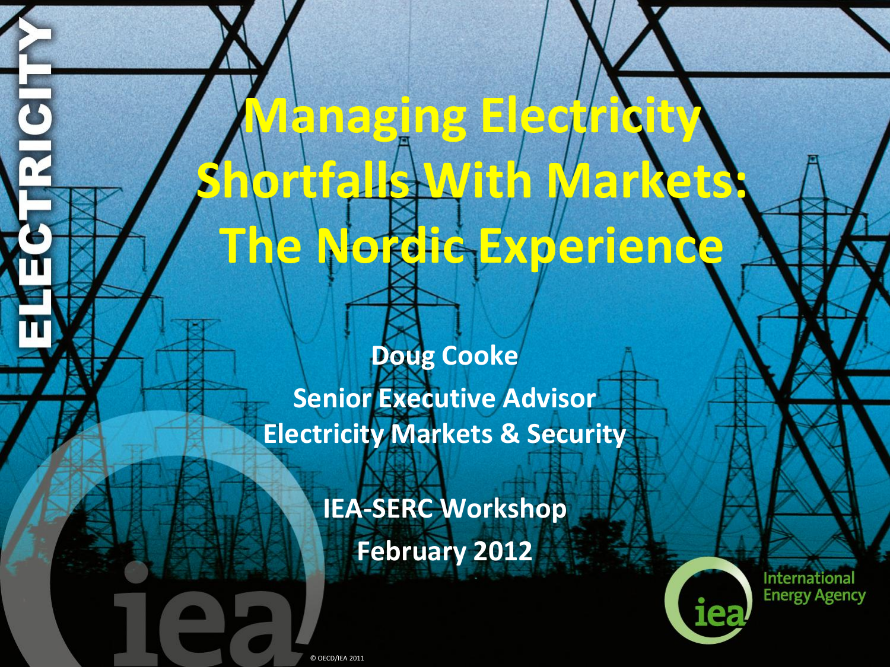# Managing Electricity Shortfalls With Markets: The Nordic Experience

**Doug Cooke**

**Senior Executive Advisor**

**Electricity Markets & Security**

**IEA-SERC Workshop**

**February 2012**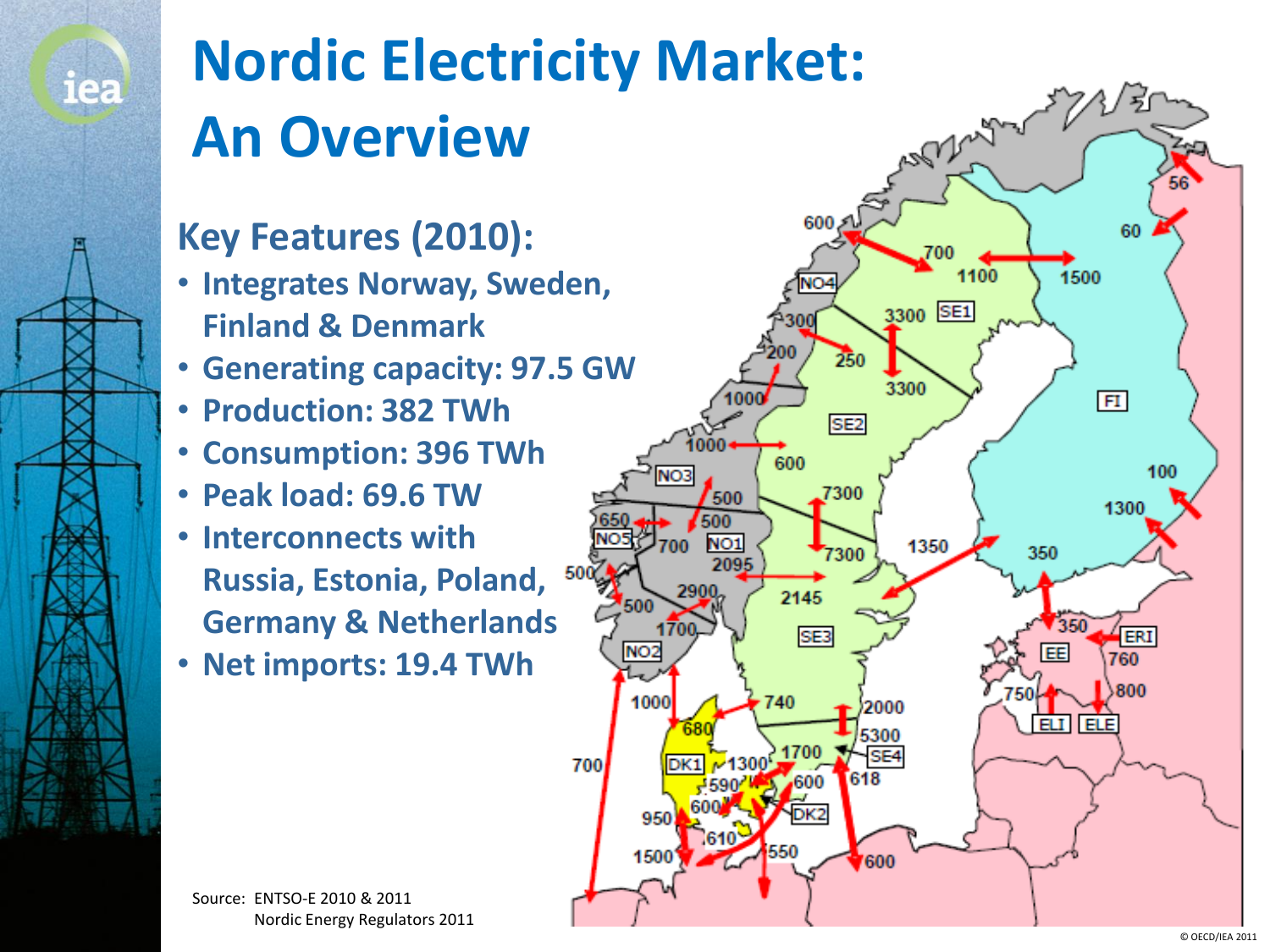# Nordic Electricity Market: An Overview

## Key Features (2010):

- Integrates Norway, Sweden, Finland & Denmark
- Generating capacity: 97.5 GW
- Production: 382 TWh
- Consumption: 396 TWh
- Peak load: 69.6 TW
- Interconnects with Russia, Estonia, Poland, Germany & Netherlands
- Net imports: 19.4 TWh

Source: ENTSO-E 2010 & 2011
Nordic Energy Regulators 2011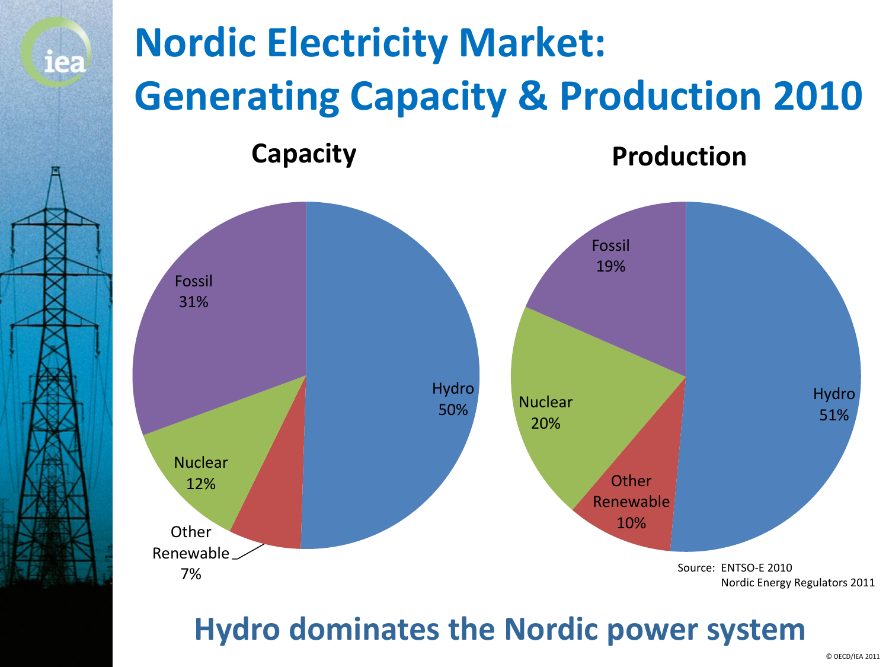# Nordic Electricity Market: Generating Capacity & Production 2010

## Capacity

| Source | Share |
|---|---|
| Hydro | 50% |
| Fossil | 31% |
| Nuclear | 12% |
| Other Renewable | 7% |

## Production

| Source | Share |
|---|---|
| Hydro | 51% |
| Nuclear | 20% |
| Fossil | 19% |
| Other Renewable | 10% |

Source: ENTSO-E 2010
Nordic Energy Regulators 2011

**Hydro dominates the Nordic power system**

© OECD/IEA 2011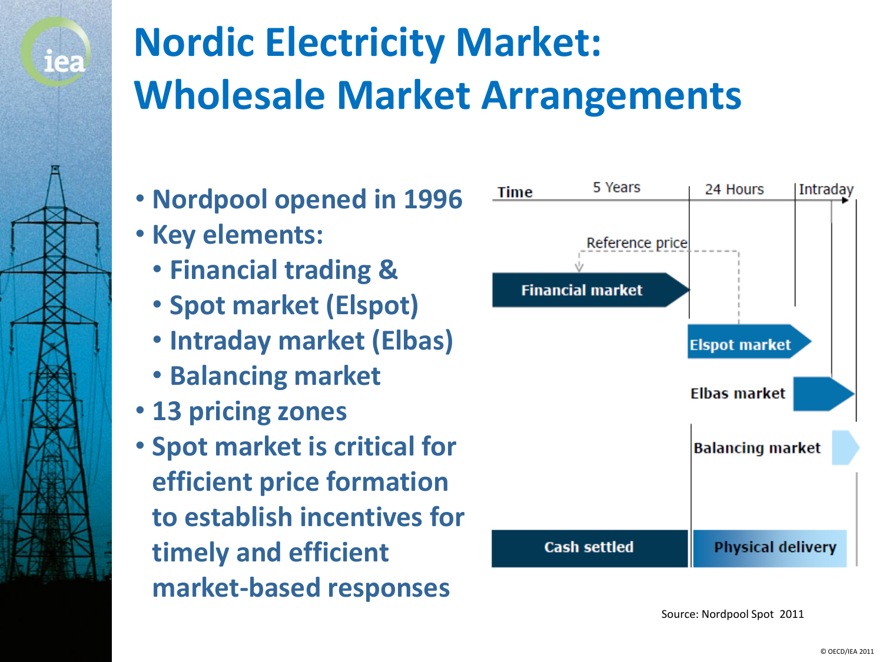# Nordic Electricity Market: Wholesale Market Arrangements

- Nordpool opened in 1996
- Key elements:
  - Financial trading &
  - Spot market (Elspot)
  - Intraday market (Elbas)
  - Balancing market
- 13 pricing zones
- Spot market is critical for efficient price formation to establish incentives for timely and efficient market-based responses

Time | 5 Years | 24 Hours | Intraday

Reference price

Financial market

Elspot market

Elbas market

Balancing market

Cash settled | Physical delivery

Source: Nordpool Spot 2011

© OECD/IEA 2011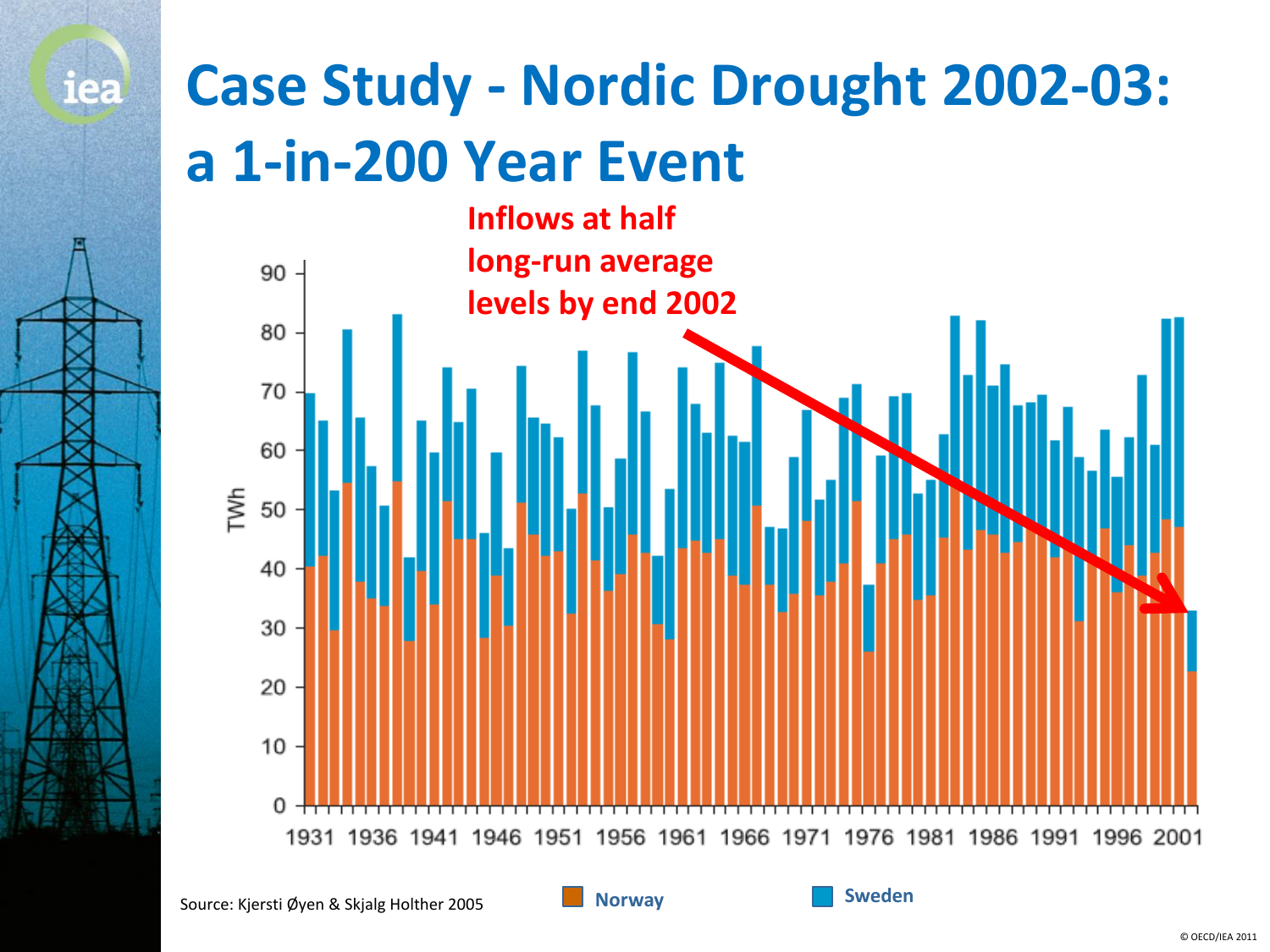# Case Study - Nordic Drought 2002-03: a 1-in-200 Year Event

**Inflows at half long-run average levels by end 2002**

Source: Kjersti Øyen & Skjalg Holther 2005

Norway | Sweden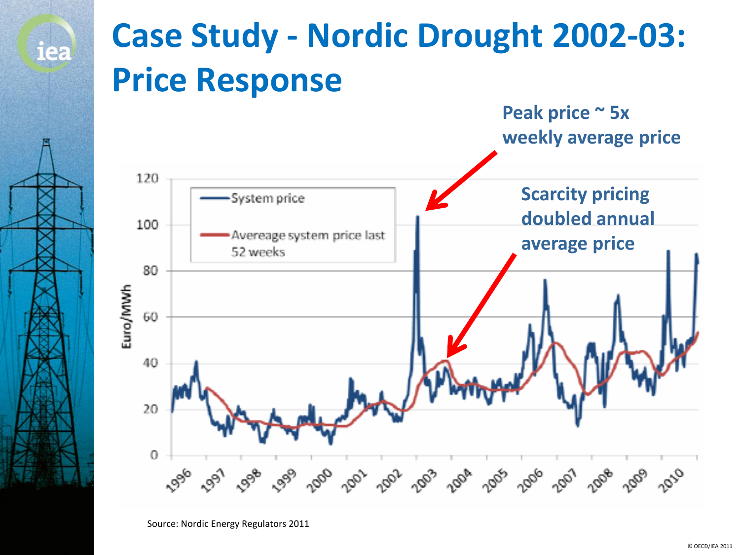# Case Study - Nordic Drought 2002-03: Price Response

Peak price ~ 5x weekly average price

Scarcity pricing doubled annual average price

Source: Nordic Energy Regulators 2011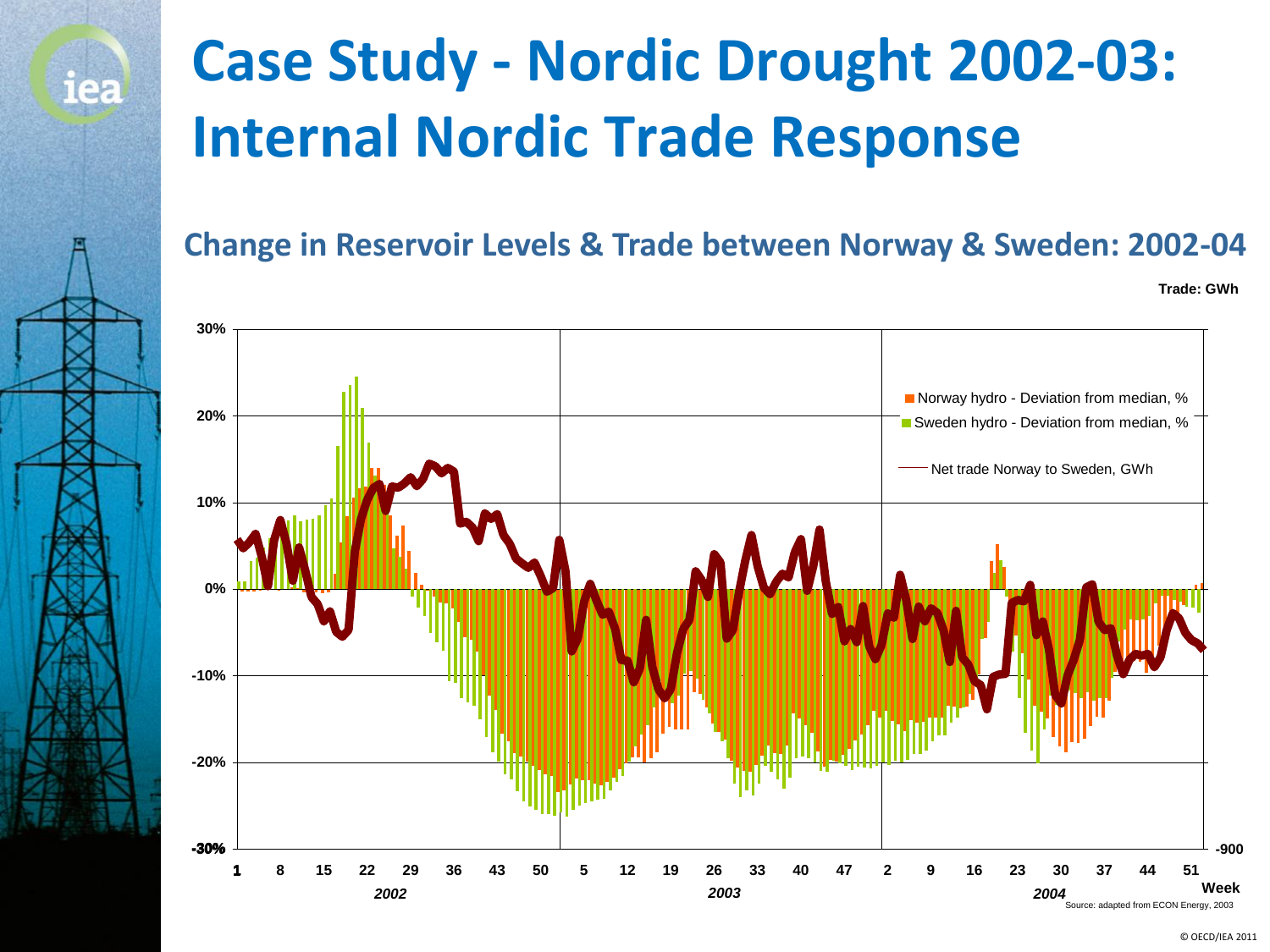# Case Study - Nordic Drought 2002-03: Internal Nordic Trade Response

## Change in Reservoir Levels & Trade between Norway & Sweden: 2002-04

Trade: GWh

Norway hydro - Deviation from median, %
Sweden hydro - Deviation from median, %
Net trade Norway to Sweden, GWh

30%
20%
10%
0%
-10%
-20%
-30%

-900

1 8 15 22 29 36 43 50 5 12 19 26 33 40 47 2 9 16 23 30 37 44 51

Week

*2002* *2003* *2004*

Source: adapted from ECON Energy, 2003

© OECD/IEA 2011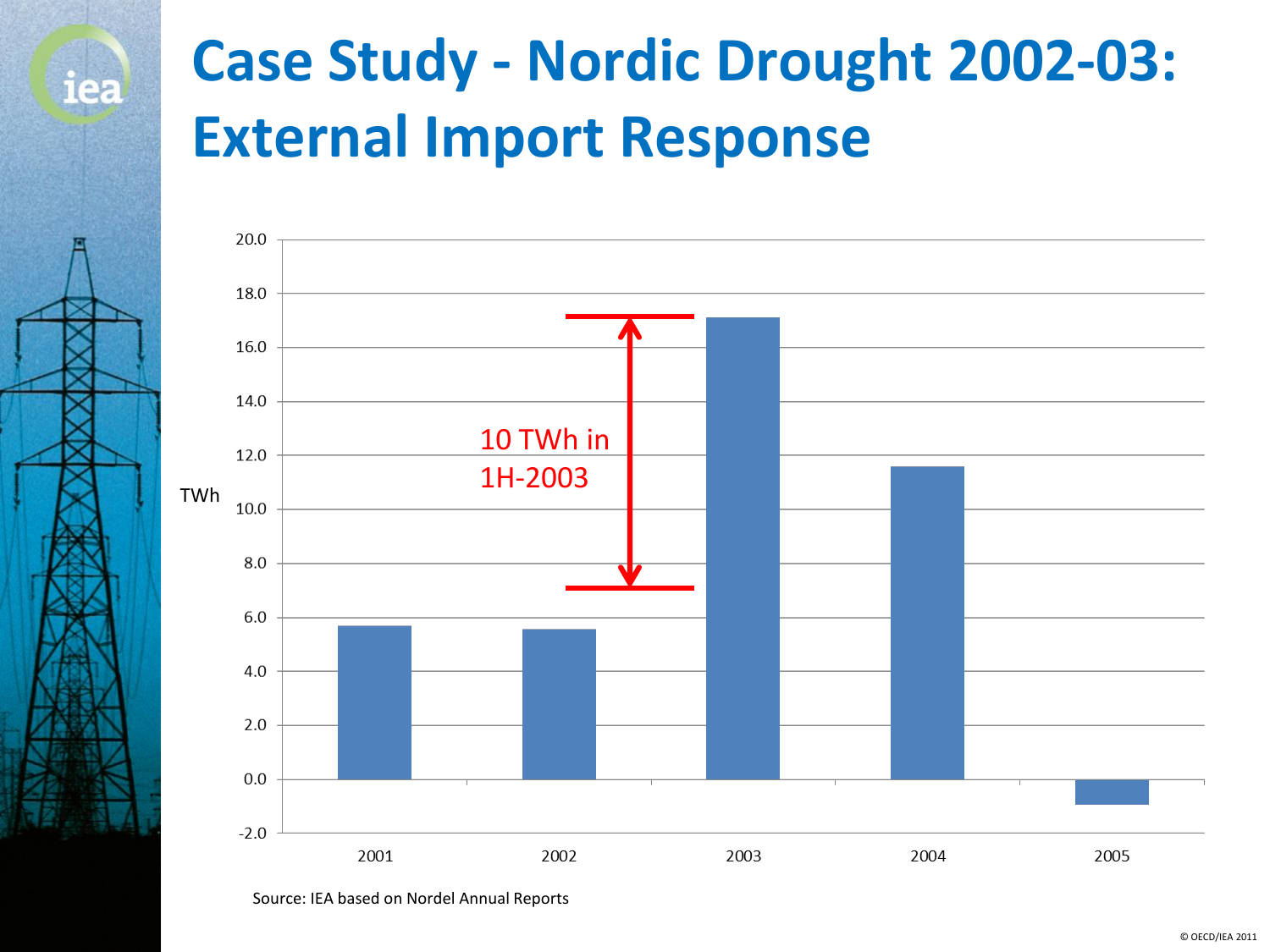# Case Study - Nordic Drought 2002-03: External Import Response

TWh

10 TWh in 1H-2003

| Year | TWh |
|---|---|
| 2001 | 5.7 |
| 2002 | 5.6 |
| 2003 | 17.1 |
| 2004 | 11.6 |
| 2005 | -0.9 |

Source: IEA based on Nordel Annual Reports

© OECD/IEA 2011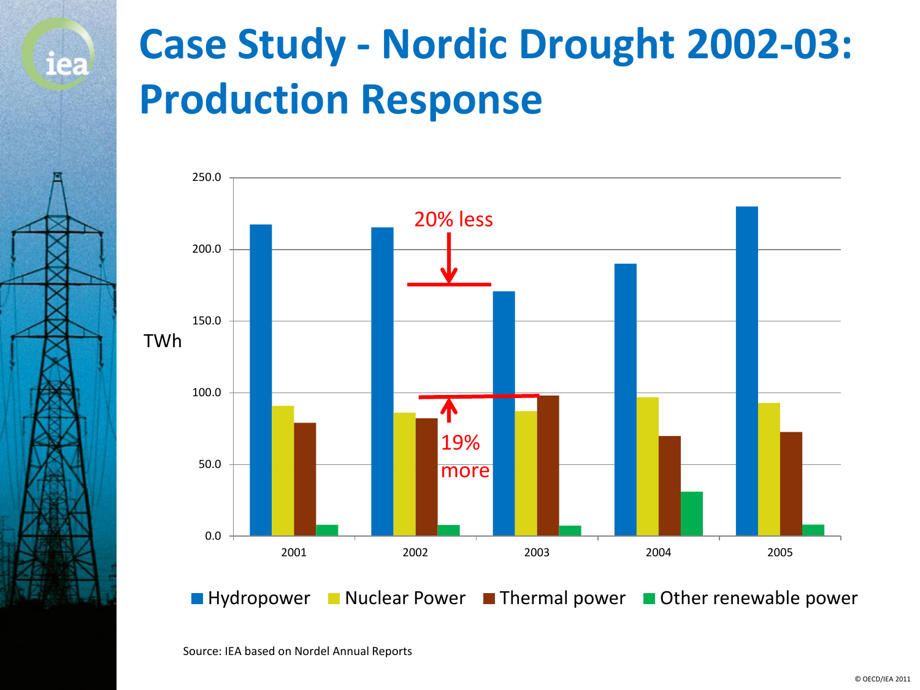# Case Study - Nordic Drought 2002-03: Production Response

TWh

20% less

19% more

Hydropower | Nuclear Power | Thermal power | Other renewable power

Source: IEA based on Nordel Annual Reports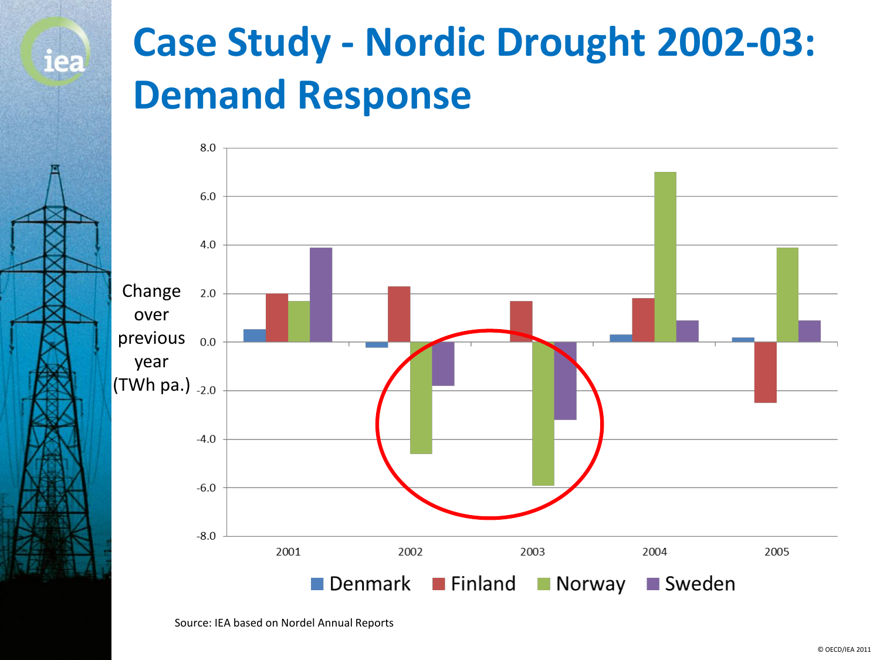# Case Study - Nordic Drought 2002-03: Demand Response

Change over previous year (TWh pa.)

| | Denmark | Finland | Norway | Sweden |
|---|---|---|---|---|
| 2001 | 0.5 | 2.0 | 1.7 | 3.9 |
| 2002 | -0.2 | 2.3 | -4.6 | -1.8 |
| 2003 | 0.0 | 1.7 | -5.9 | -3.2 |
| 2004 | 0.3 | 1.8 | 7.0 | 0.9 |
| 2005 | 0.2 | -2.5 | 3.9 | 0.9 |

Source: IEA based on Nordel Annual Reports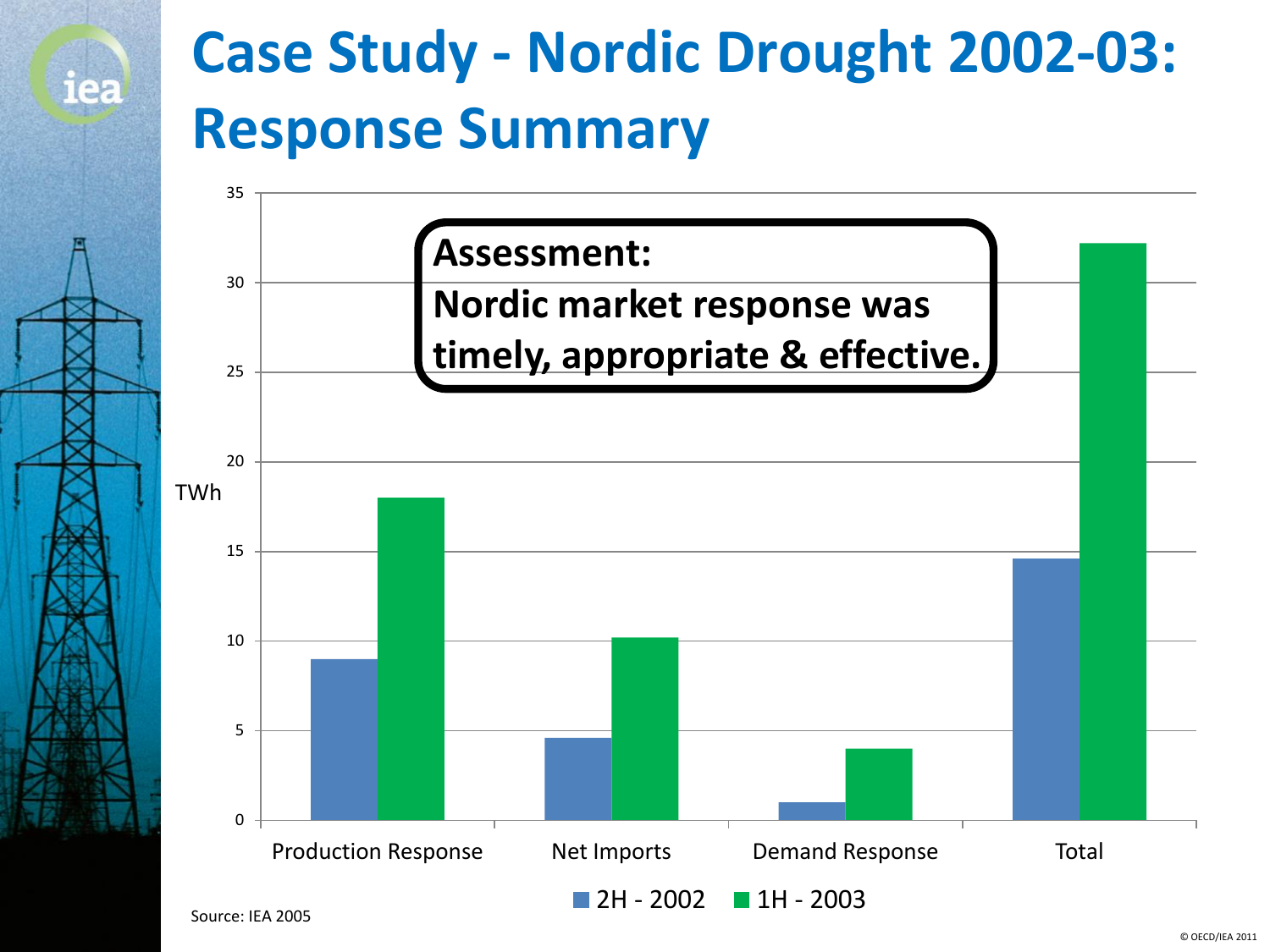# Case Study - Nordic Drought 2002-03: Response Summary

**Assessment:**
**Nordic market response was timely, appropriate & effective.**

| | 2H - 2002 (TWh) | 1H - 2003 (TWh) |
|---|---|---|
| Production Response | 9 | 18 |
| Net Imports | 4.6 | 10.2 |
| Demand Response | 1 | 4 |
| Total | 14.6 | 32.2 |

Source: IEA 2005

© OECD/IEA 2011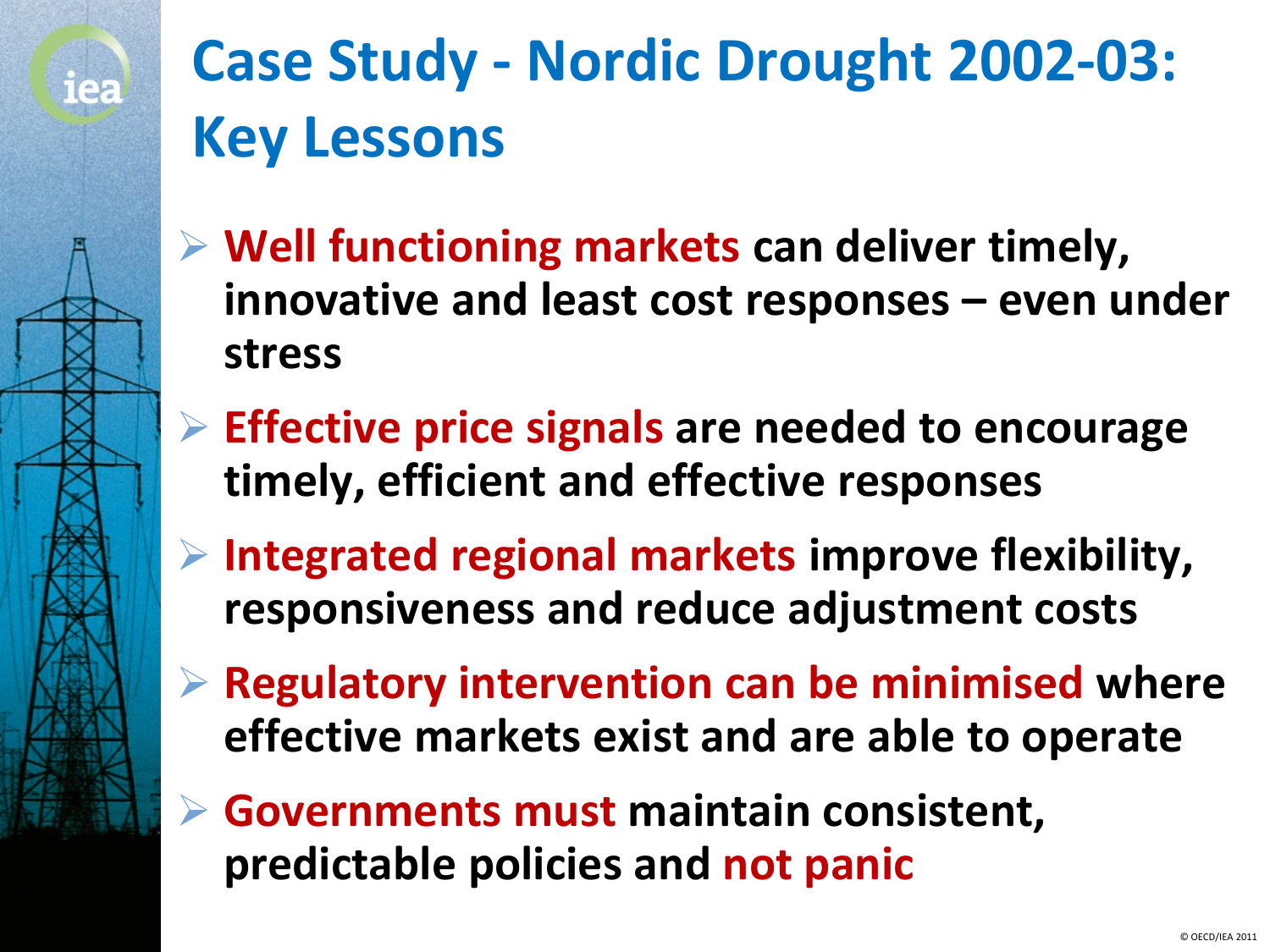# Case Study - Nordic Drought 2002-03: Key Lessons

- **Well functioning markets** can deliver timely, innovative and least cost responses – even under stress
- **Effective price signals** are needed to encourage timely, efficient and effective responses
- **Integrated regional markets** improve flexibility, responsiveness and reduce adjustment costs
- **Regulatory intervention can be minimised** where effective markets exist and are able to operate
- **Governments must** maintain consistent, predictable policies and **not panic**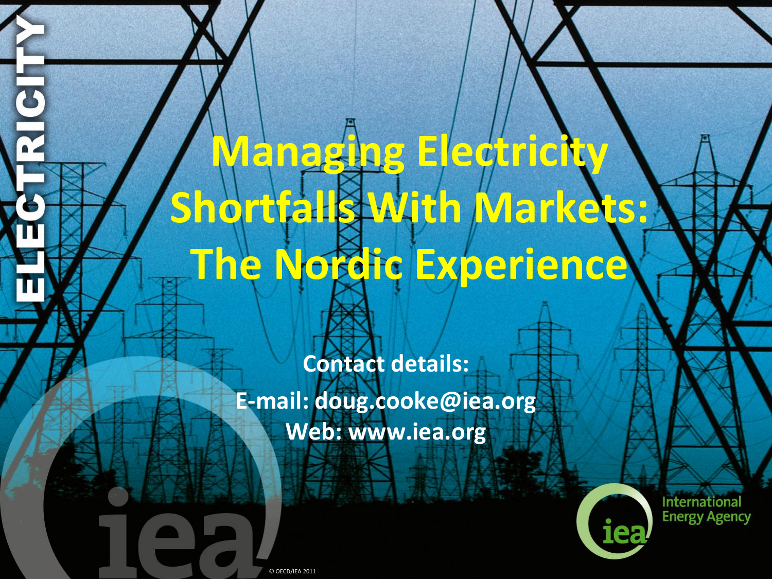ELECTRICITY

# Managing Electricity Shortfalls With Markets: The Nordic Experience

**Contact details:**

**E-mail: doug.cooke@iea.org**

**Web: www.iea.org**

International Energy Agency

© OECD/IEA 2011